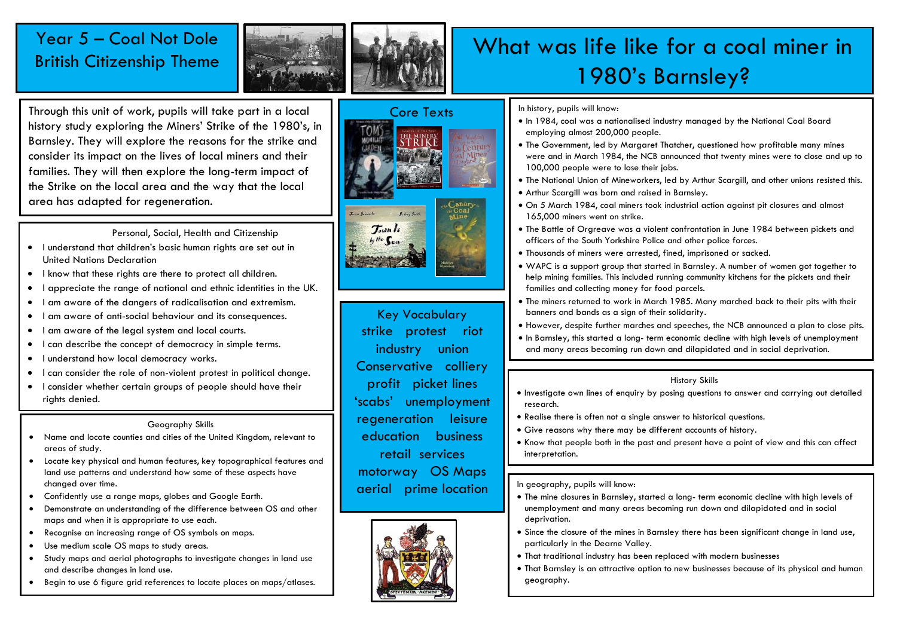# Year 5 – Coal Not Dole
## British Citizenship Theme

# What was life like for a coal miner in 1980's Barnsley?

Through this unit of work, pupils will take part in a local history study exploring the Miners' Strike of the 1980's, in Barnsley. They will explore the reasons for the strike and consider its impact on the lives of local miners and their families. They will then explore the long-term impact of the Strike on the local area and the way that the local area has adapted for regeneration.

### Personal, Social, Health and Citizenship

- I understand that children's basic human rights are set out in United Nations Declaration
- I know that these rights are there to protect all children.
- I appreciate the range of national and ethnic identities in the UK.
- I am aware of the dangers of radicalisation and extremism.
- I am aware of anti-social behaviour and its consequences.
- I am aware of the legal system and local courts.
- I can describe the concept of democracy in simple terms.
- I understand how local democracy works.
- I can consider the role of non-violent protest in political change.
- I consider whether certain groups of people should have their rights denied.

### Geography Skills

- Name and locate counties and cities of the United Kingdom, relevant to areas of study.
- Locate key physical and human features, key topographical features and land use patterns and understand how some of these aspects have changed over time.
- Confidently use a range maps, globes and Google Earth.
- Demonstrate an understanding of the difference between OS and other maps and when it is appropriate to use each.
- Recognise an increasing range of OS symbols on maps.
- Use medium scale OS maps to study areas.
- Study maps and aerial photographs to investigate changes in land use and describe changes in land use.
- Begin to use 6 figure grid references to locate places on maps/atlases.

### Core Texts

### Key Vocabulary

strike protest riot
industry union
Conservative colliery
profit picket lines
'scabs' unemployment
regeneration leisure
education business
retail services
motorway OS Maps
aerial prime location

In history, pupils will know:

- In 1984, coal was a nationalised industry managed by the National Coal Board employing almost 200,000 people.
- The Government, led by Margaret Thatcher, questioned how profitable many mines were and in March 1984, the NCB announced that twenty mines were to close and up to 100,000 people were to lose their jobs.
- The National Union of Mineworkers, led by Arthur Scargill, and other unions resisted this.
- Arthur Scargill was born and raised in Barnsley.
- On 5 March 1984, coal miners took industrial action against pit closures and almost 165,000 miners went on strike.
- The Battle of Orgreave was a violent confrontation in June 1984 between pickets and officers of the South Yorkshire Police and other police forces.
- Thousands of miners were arrested, fined, imprisoned or sacked.
- WAPC is a support group that started in Barnsley. A number of women got together to help mining families. This included running community kitchens for the pickets and their families and collecting money for food parcels.
- The miners returned to work in March 1985. Many marched back to their pits with their banners and bands as a sign of their solidarity.
- However, despite further marches and speeches, the NCB announced a plan to close pits.
- In Barnsley, this started a long- term economic decline with high levels of unemployment and many areas becoming run down and dilapidated and in social deprivation.

### History Skills

- Investigate own lines of enquiry by posing questions to answer and carrying out detailed research.
- Realise there is often not a single answer to historical questions.
- Give reasons why there may be different accounts of history.
- Know that people both in the past and present have a point of view and this can affect interpretation.

In geography, pupils will know:

- The mine closures in Barnsley, started a long- term economic decline with high levels of unemployment and many areas becoming run down and dilapidated and in social deprivation.
- Since the closure of the mines in Barnsley there has been significant change in land use, particularly in the Dearne Valley.
- That traditional industry has been replaced with modern businesses
- That Barnsley is an attractive option to new businesses because of its physical and human geography.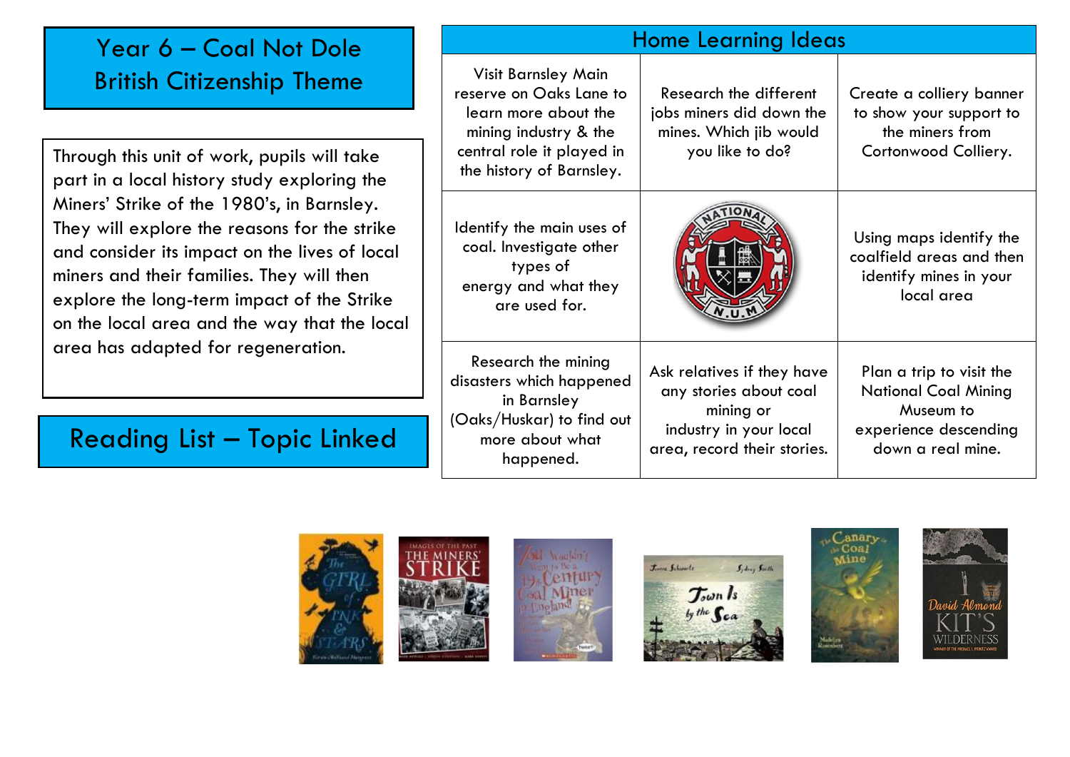# Year 6 – Coal Not Dole
# British Citizenship Theme

Through this unit of work, pupils will take part in a local history study exploring the Miners' Strike of the 1980's, in Barnsley. They will explore the reasons for the strike and consider its impact on the lives of local miners and their families. They will then explore the long-term impact of the Strike on the local area and the way that the local area has adapted for regeneration.

## Home Learning Ideas

| | | |
|---|---|---|
| Visit Barnsley Main reserve on Oaks Lane to learn more about the mining industry & the central role it played in the history of Barnsley. | Research the different jobs miners did down the mines. Which jib would you like to do? | Create a colliery banner to show your support to the miners from Cortonwood Colliery. |
| Identify the main uses of coal. Investigate other types of energy and what they are used for. | | Using maps identify the coalfield areas and then identify mines in your local area |
| Research the mining disasters which happened in Barnsley (Oaks/Huskar) to find out more about what happened. | Ask relatives if they have any stories about coal mining or industry in your local area, record their stories. | Plan a trip to visit the National Coal Mining Museum to experience descending down a real mine. |

## Reading List – Topic Linked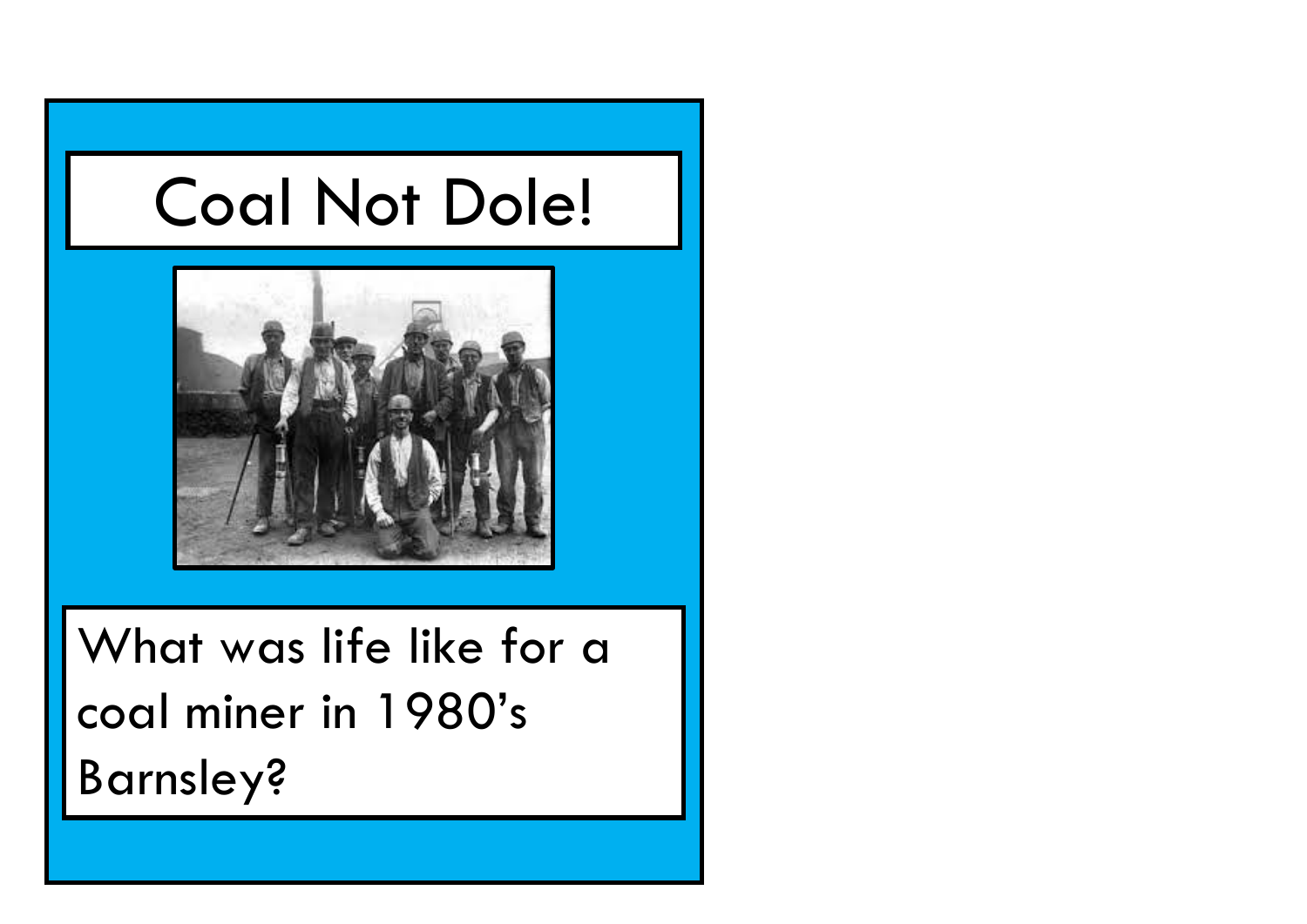# Coal Not Dole!

What was life like for a coal miner in 1980's Barnsley?